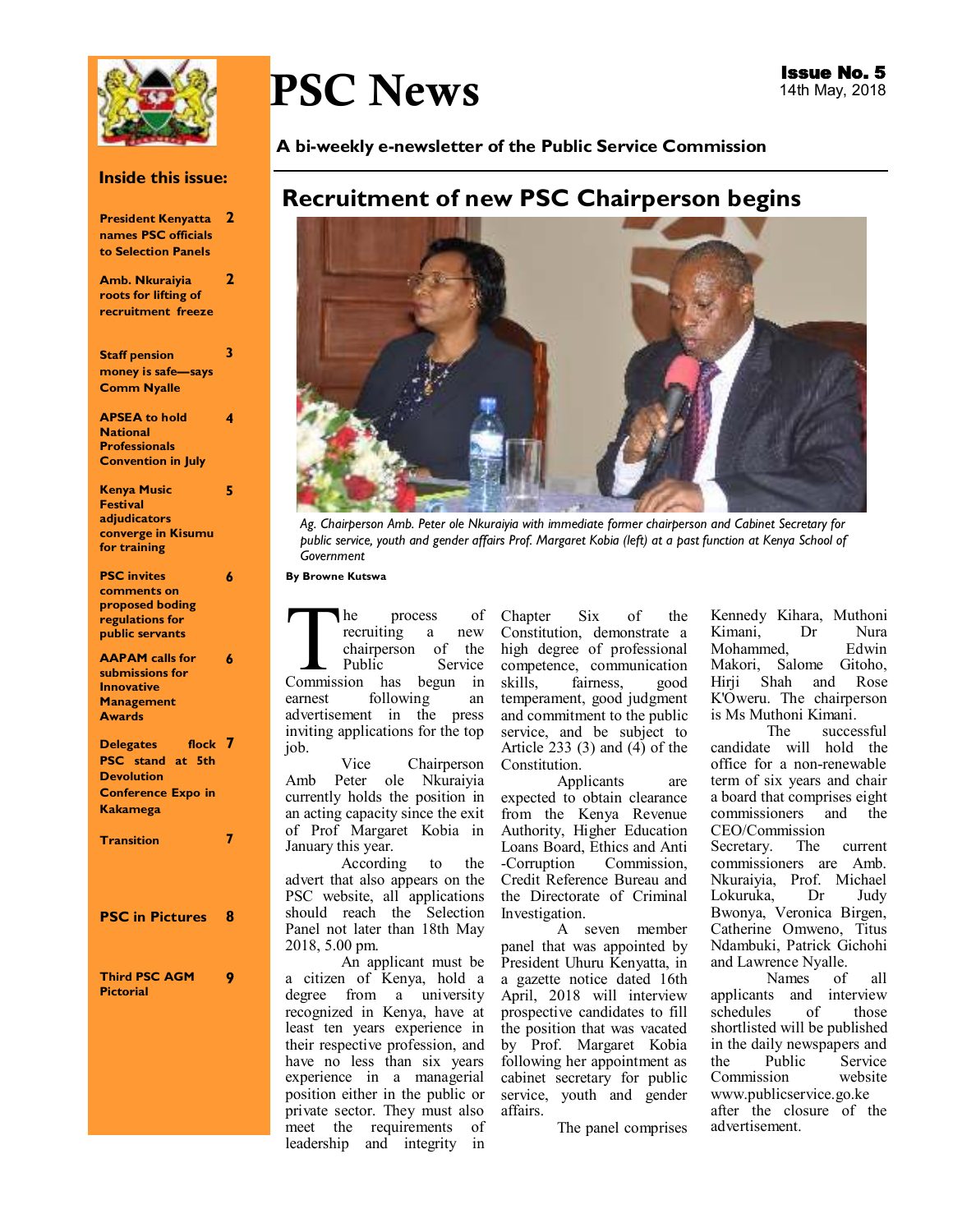# PSC News

**Issue No. 5**
14th May, 2018

**A bi-weekly e-newsletter of the Public Service Commission**

**Inside this issue:**

- President Kenyatta names PSC officials to Selection Panels — 2
- Amb. Nkuraiyia roots for lifting of recruitment freeze — 2
- Staff pension money is safe—says Comm Nyalle — 3
- APSEA to hold National Professionals Convention in July — 4
- Kenya Music Festival adjudicators converge in Kisumu for training — 5
- PSC invites comments on proposed boding regulations for public servants — 6
- AAPAM calls for submissions for Innovative Management Awards — 6
- Delegates flock PSC stand at 5th Devolution Conference Expo in Kakamega — 7
- Transition — 7
- PSC in Pictures — 8
- Third PSC AGM Pictorial — 9

## Recruitment of new PSC Chairperson begins

*Ag. Chairperson Amb. Peter ole Nkuraiyia with immediate former chairperson and Cabinet Secretary for public service, youth and gender affairs Prof. Margaret Kobia (left) at a past function at Kenya School of Government*

**By Browne Kutswa**

The process of recruiting a new chairperson of the Public Service Commission has begun in earnest following an advertisement in the press inviting applications for the top job.

Vice Chairperson Amb Peter ole Nkuraiyia currently holds the position in an acting capacity since the exit of Prof Margaret Kobia in January this year.

According to the advert that also appears on the PSC website, all applications should reach the Selection Panel not later than 18th May 2018, 5.00 pm.

An applicant must be a citizen of Kenya, hold a degree from a university recognized in Kenya, have at least ten years experience in their respective profession, and have no less than six years experience in a managerial position either in the public or private sector. They must also meet the requirements of leadership and integrity in Chapter Six of the Constitution, demonstrate a high degree of professional competence, communication skills, fairness, good temperament, good judgment and commitment to the public service, and be subject to Article 233 (3) and (4) of the Constitution.

Applicants are expected to obtain clearance from the Kenya Revenue Authority, Higher Education Loans Board, Ethics and Anti -Corruption Commission, Credit Reference Bureau and the Directorate of Criminal Investigation.

A seven member panel that was appointed by President Uhuru Kenyatta, in a gazette notice dated 16th April, 2018 will interview prospective candidates to fill the position that was vacated by Prof. Margaret Kobia following her appointment as cabinet secretary for public service, youth and gender affairs.

The panel comprises Kennedy Kihara, Muthoni Kimani, Dr Nura Mohammed, Edwin Makori, Salome Gitoho, Hirji Shah and Rose K'Oweru. The chairperson is Ms Muthoni Kimani.

The successful candidate will hold the office for a non-renewable term of six years and chair a board that comprises eight commissioners and the CEO/Commission Secretary. The current commissioners are Amb. Nkuraiyia, Prof. Michael Lokuruka, Dr Judy Bwonya, Veronica Birgen, Catherine Omweno, Titus Ndambuki, Patrick Gichohi and Lawrence Nyalle.

Names of all applicants and interview schedules of those shortlisted will be published in the daily newspapers and the Public Service Commission website www.publicservice.go.ke after the closure of the advertisement.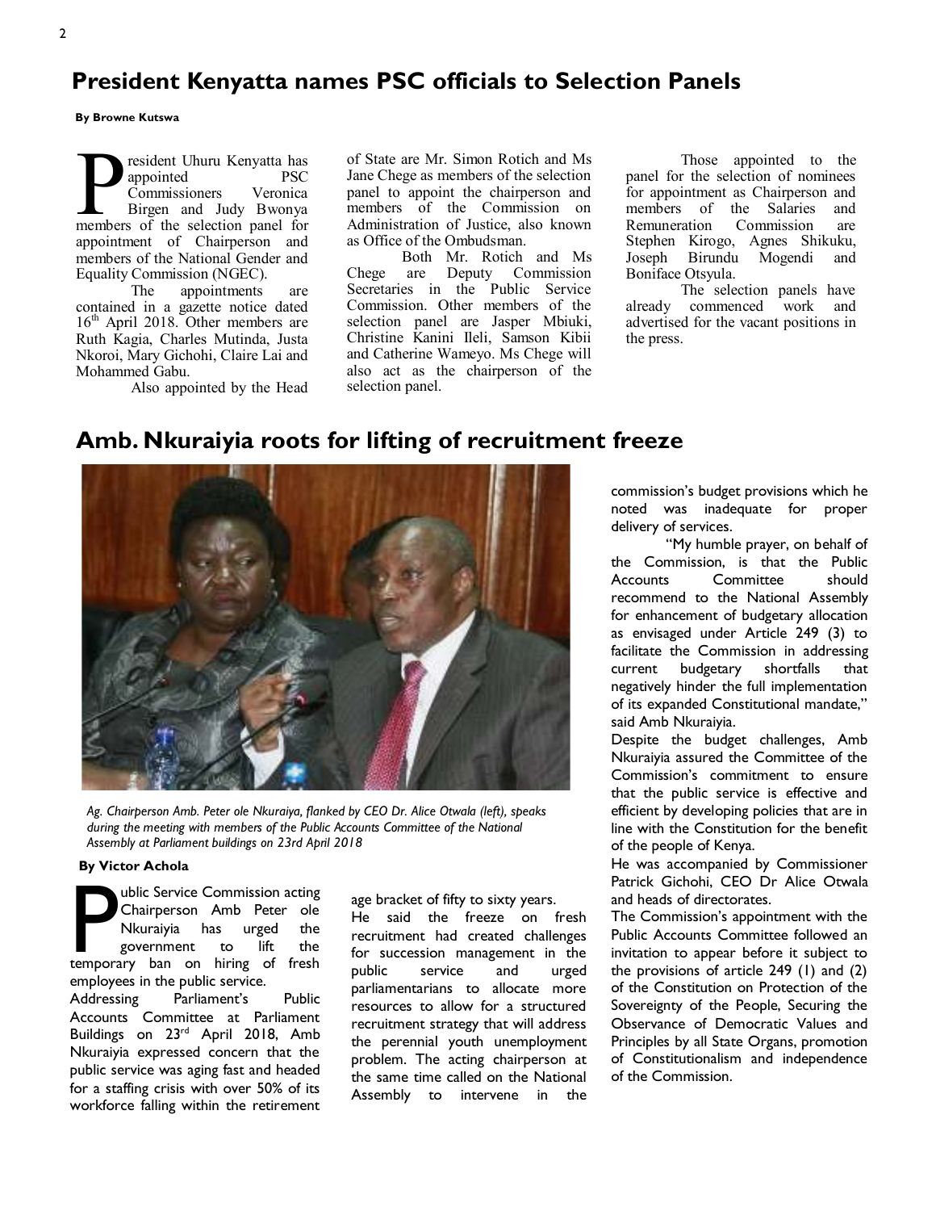## President Kenyatta names PSC officials to Selection Panels

**By Browne Kutswa**

President Uhuru Kenyatta has appointed PSC Commissioners Veronica Birgen and Judy Bwonya members of the selection panel for appointment of Chairperson and members of the National Gender and Equality Commission (NGEC).

The appointments are contained in a gazette notice dated 16th April 2018. Other members are Ruth Kagia, Charles Mutinda, Justa Nkoroi, Mary Gichohi, Claire Lai and Mohammed Gabu.

Also appointed by the Head of State are Mr. Simon Rotich and Ms Jane Chege as members of the selection panel to appoint the chairperson and members of the Commission on Administration of Justice, also known as Office of the Ombudsman.

Both Mr. Rotich and Ms Chege are Deputy Commission Secretaries in the Public Service Commission. Other members of the selection panel are Jasper Mbiuki, Christine Kanini Ileli, Samson Kibii and Catherine Wameyo. Ms Chege will also act as the chairperson of the selection panel.

Those appointed to the panel for the selection of nominees for appointment as Chairperson and members of the Salaries and Remuneration Commission are Stephen Kirogo, Agnes Shikuku, Joseph Birundu Mogendi and Boniface Otsyula.

The selection panels have already commenced work and advertised for the vacant positions in the press.

## Amb. Nkuraiyia roots for lifting of recruitment freeze

*Ag. Chairperson Amb. Peter ole Nkuraiya, flanked by CEO Dr. Alice Otwala (left), speaks during the meeting with members of the Public Accounts Committee of the National Assembly at Parliament buildings on 23rd April 2018*

**By Victor Achola**

Public Service Commission acting Chairperson Amb Peter ole Nkuraiyia has urged the government to lift the temporary ban on hiring of fresh employees in the public service.

Addressing Parliament's Public Accounts Committee at Parliament Buildings on 23rd April 2018, Amb Nkuraiyia expressed concern that the public service was aging fast and headed for a staffing crisis with over 50% of its workforce falling within the retirement age bracket of fifty to sixty years.

He said the freeze on fresh recruitment had created challenges for succession management in the public service and urged parliamentarians to allocate more resources to allow for a structured recruitment strategy that will address the perennial youth unemployment problem. The acting chairperson at the same time called on the National Assembly to intervene in the commission's budget provisions which he noted was inadequate for proper delivery of services.

"My humble prayer, on behalf of the Commission, is that the Public Accounts Committee should recommend to the National Assembly for enhancement of budgetary allocation as envisaged under Article 249 (3) to facilitate the Commission in addressing current budgetary shortfalls that negatively hinder the full implementation of its expanded Constitutional mandate," said Amb Nkuraiyia.

Despite the budget challenges, Amb Nkuraiyia assured the Committee of the Commission's commitment to ensure that the public service is effective and efficient by developing policies that are in line with the Constitution for the benefit of the people of Kenya.

He was accompanied by Commissioner Patrick Gichohi, CEO Dr Alice Otwala and heads of directorates.

The Commission's appointment with the Public Accounts Committee followed an invitation to appear before it subject to the provisions of article 249 (1) and (2) of the Constitution on Protection of the Sovereignty of the People, Securing the Observance of Democratic Values and Principles by all State Organs, promotion of Constitutionalism and independence of the Commission.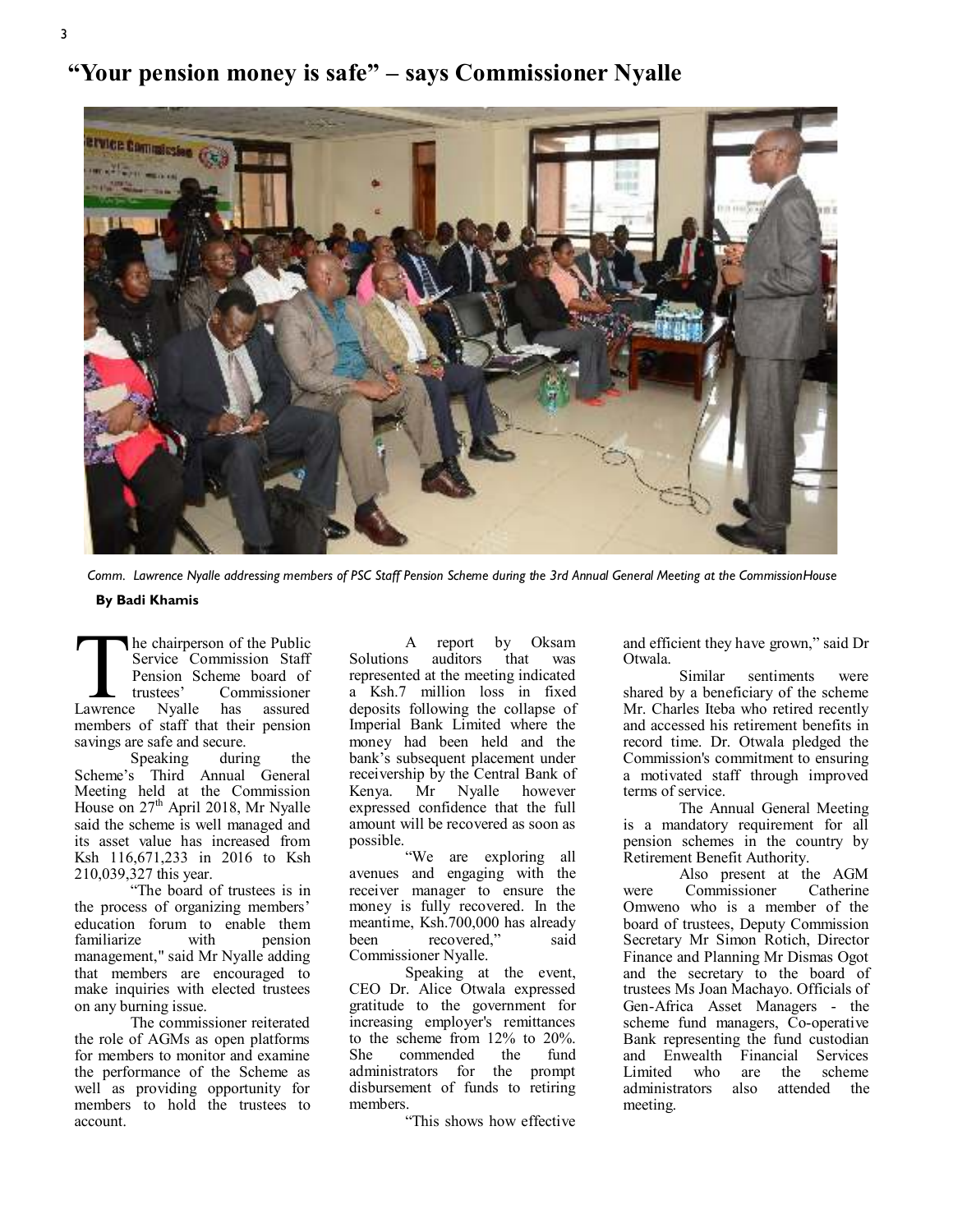# "Your pension money is safe" – says Commissioner Nyalle

*Comm. Lawrence Nyalle addressing members of PSC Staff Pension Scheme during the 3rd Annual General Meeting at the CommissionHouse*

**By Badi Khamis**

The chairperson of the Public Service Commission Staff Pension Scheme board of trustees' Commissioner Lawrence Nyalle has assured members of staff that their pension savings are safe and secure.

Speaking during the Scheme's Third Annual General Meeting held at the Commission House on 27th April 2018, Mr Nyalle said the scheme is well managed and its asset value has increased from Ksh 116,671,233 in 2016 to Ksh 210,039,327 this year.

"The board of trustees is in the process of organizing members' education forum to enable them familiarize with pension management," said Mr Nyalle adding that members are encouraged to make inquiries with elected trustees on any burning issue.

The commissioner reiterated the role of AGMs as open platforms for members to monitor and examine the performance of the Scheme as well as providing opportunity for members to hold the trustees to account.

A report by Oksam Solutions auditors that was represented at the meeting indicated a Ksh.7 million loss in fixed deposits following the collapse of Imperial Bank Limited where the money had been held and the bank's subsequent placement under receivership by the Central Bank of Kenya. Mr Nyalle however expressed confidence that the full amount will be recovered as soon as possible.

"We are exploring all avenues and engaging with the receiver manager to ensure the money is fully recovered. In the meantime, Ksh.700,000 has already been recovered," said Commissioner Nyalle.

Speaking at the event, CEO Dr. Alice Otwala expressed gratitude to the government for increasing employer's remittances to the scheme from 12% to 20%. She commended the fund administrators for the prompt disbursement of funds to retiring members.

"This shows how effective and efficient they have grown," said Dr Otwala.

Similar sentiments were shared by a beneficiary of the scheme Mr. Charles Iteba who retired recently and accessed his retirement benefits in record time. Dr. Otwala pledged the Commission's commitment to ensuring a motivated staff through improved terms of service.

The Annual General Meeting is a mandatory requirement for all pension schemes in the country by Retirement Benefit Authority.

Also present at the AGM were Commissioner Catherine Omweno who is a member of the board of trustees, Deputy Commission Secretary Mr Simon Rotich, Director Finance and Planning Mr Dismas Ogot and the secretary to the board of trustees Ms Joan Machayo. Officials of Gen-Africa Asset Managers - the scheme fund managers, Co-operative Bank representing the fund custodian and Enwealth Financial Services Limited who are the scheme administrators also attended the meeting.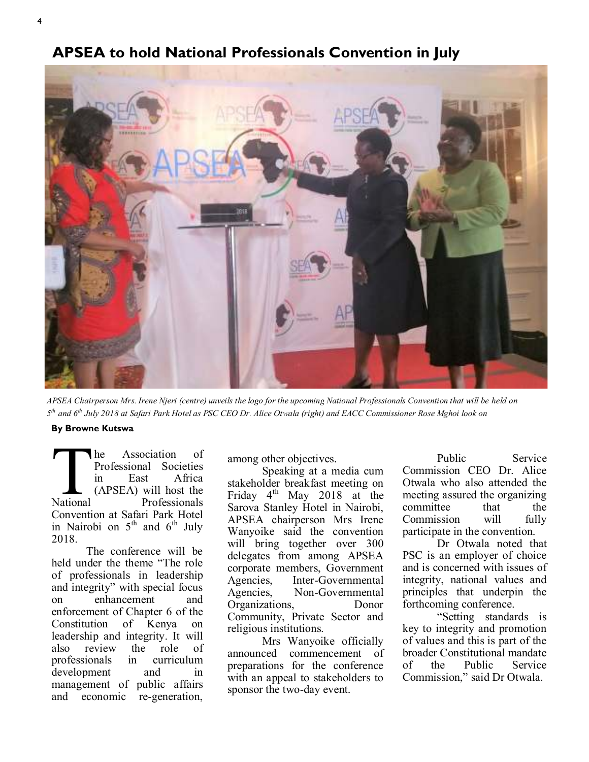## APSEA to hold National Professionals Convention in July

*APSEA Chairperson Mrs. Irene Njeri (centre) unveils the logo for the upcoming National Professionals Convention that will be held on 5th and 6th July 2018 at Safari Park Hotel as PSC CEO Dr. Alice Otwala (right) and EACC Commissioner Rose Mghoi look on*

**By Browne Kutswa**

The Association of Professional Societies in East Africa (APSEA) will host the National Professionals Convention at Safari Park Hotel in Nairobi on 5th and 6th July 2018.

The conference will be held under the theme "The role of professionals in leadership and integrity" with special focus on enhancement and enforcement of Chapter 6 of the Constitution of Kenya on leadership and integrity. It will also review the role of professionals in curriculum development and in management of public affairs and economic re-generation, among other objectives.

Speaking at a media cum stakeholder breakfast meeting on Friday 4th May 2018 at the Sarova Stanley Hotel in Nairobi, APSEA chairperson Mrs Irene Wanyoike said the convention will bring together over 300 delegates from among APSEA corporate members, Government Agencies, Inter-Governmental Agencies, Non-Governmental Organizations, Donor Community, Private Sector and religious institutions.

Mrs Wanyoike officially announced commencement of preparations for the conference with an appeal to stakeholders to sponsor the two-day event.

Public Service Commission CEO Dr. Alice Otwala who also attended the meeting assured the organizing committee that the Commission will fully participate in the convention.

Dr Otwala noted that PSC is an employer of choice and is concerned with issues of integrity, national values and principles that underpin the forthcoming conference.

"Setting standards is key to integrity and promotion of values and this is part of the broader Constitutional mandate of the Public Service Commission," said Dr Otwala.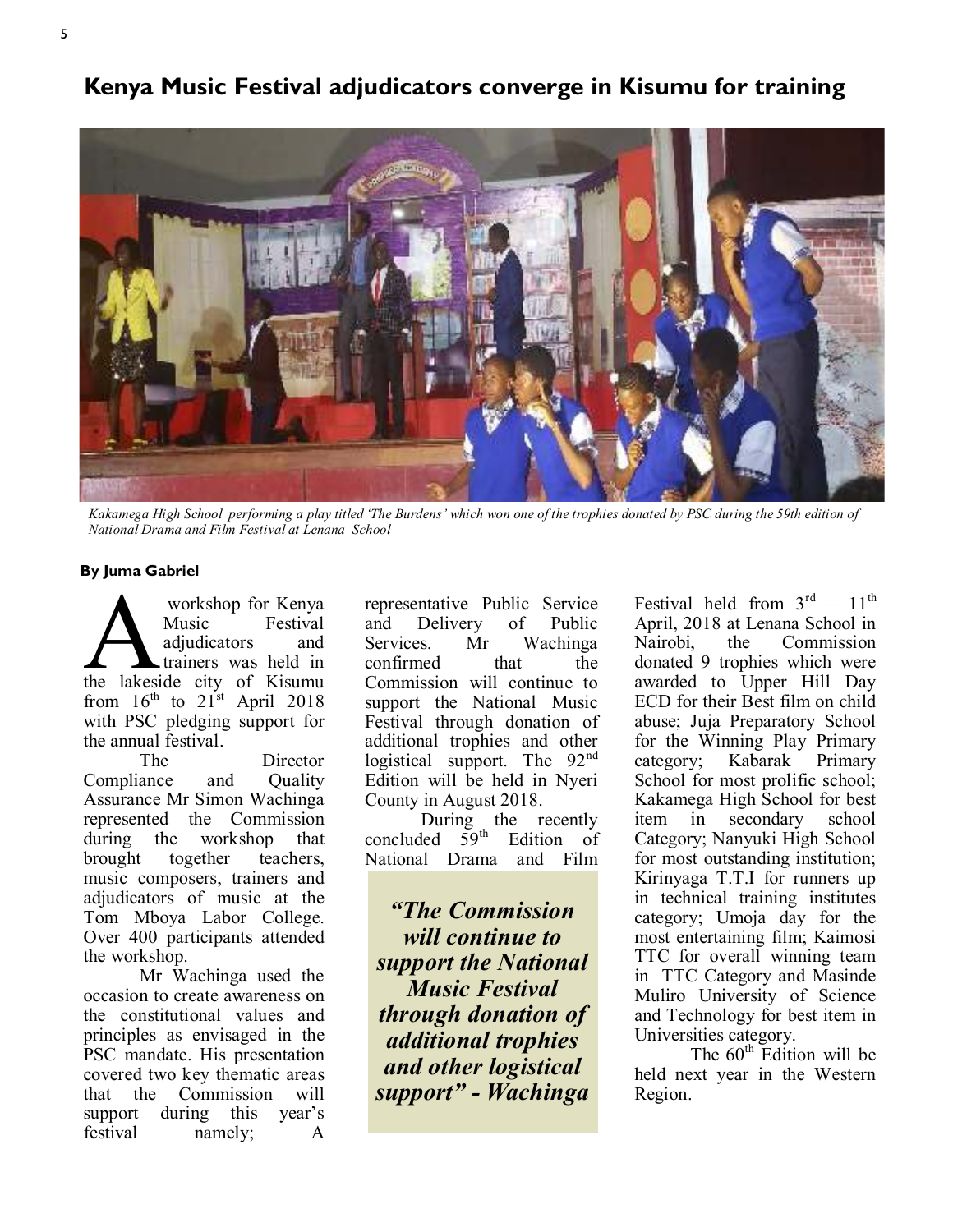## Kenya Music Festival adjudicators converge in Kisumu for training

*Kakamega High School performing a play titled 'The Burdens' which won one of the trophies donated by PSC during the 59th edition of National Drama and Film Festival at Lenana School*

**By Juma Gabriel**

A workshop for Kenya Music Festival adjudicators and trainers was held in the lakeside city of Kisumu from 16th to 21st April 2018 with PSC pledging support for the annual festival.

The Director Compliance and Quality Assurance Mr Simon Wachinga represented the Commission during the workshop that brought together teachers, music composers, trainers and adjudicators of music at the Tom Mboya Labor College. Over 400 participants attended the workshop.

Mr Wachinga used the occasion to create awareness on the constitutional values and principles as envisaged in the PSC mandate. His presentation covered two key thematic areas that the Commission will support during this year's festival namely; A representative Public Service and Delivery of Public Services. Mr Wachinga confirmed that the Commission will continue to support the National Music Festival through donation of additional trophies and other logistical support. The 92nd Edition will be held in Nyeri County in August 2018.

During the recently concluded 59th Edition of National Drama and Film Festival held from 3rd – 11th April, 2018 at Lenana School in Nairobi, the Commission donated 9 trophies which were awarded to Upper Hill Day ECD for their Best film on child abuse; Juja Preparatory School for the Winning Play Primary category; Kabarak Primary School for most prolific school; Kakamega High School for best item in secondary school Category; Nanyuki High School for most outstanding institution; Kirinyaga T.T.I for runners up in technical training institutes category; Umoja day for the most entertaining film; Kaimosi TTC for overall winning team in TTC Category and Masinde Muliro University of Science and Technology for best item in Universities category.

The 60th Edition will be held next year in the Western Region.

> ***"The Commission will continue to support the National Music Festival through donation of additional trophies and other logistical support" - Wachinga***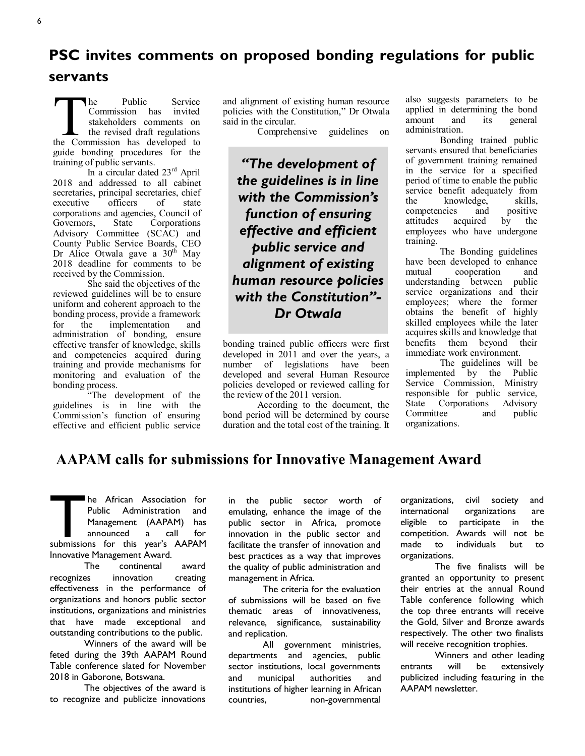## PSC invites comments on proposed bonding regulations for public servants

The Public Service Commission has invited stakeholders comments on the revised draft regulations the Commission has developed to guide bonding procedures for the training of public servants.

In a circular dated 23rd April 2018 and addressed to all cabinet secretaries, principal secretaries, chief executive officers of state corporations and agencies, Council of Governors, State Corporations Advisory Committee (SCAC) and County Public Service Boards, CEO Dr Alice Otwala gave a 30th May 2018 deadline for comments to be received by the Commission.

She said the objectives of the reviewed guidelines will be to ensure uniform and coherent approach to the bonding process, provide a framework for the implementation and administration of bonding, ensure effective transfer of knowledge, skills and competencies acquired during training and provide mechanisms for monitoring and evaluation of the bonding process.

"The development of the guidelines is in line with the Commission's function of ensuring effective and efficient public service and alignment of existing human resource policies with the Constitution," Dr Otwala said in the circular.

> ***"The development of the guidelines is in line with the Commission's function of ensuring effective and efficient public service and alignment of existing human resource policies with the Constitution"- Dr Otwala***

Comprehensive guidelines on bonding trained public officers were first developed in 2011 and over the years, a number of legislations have been developed and several Human Resource policies developed or reviewed calling for the review of the 2011 version.

According to the document, the bond period will be determined by course duration and the total cost of the training. It also suggests parameters to be applied in determining the bond amount and its general administration.

Bonding trained public servants ensured that beneficiaries of government training remained in the service for a specified period of time to enable the public service benefit adequately from the knowledge, skills, competencies and positive attitudes acquired by the employees who have undergone training.

The Bonding guidelines have been developed to enhance mutual cooperation and understanding between public service organizations and their employees; where the former obtains the benefit of highly skilled employees while the later acquires skills and knowledge that benefits them beyond their immediate work environment.

The guidelines will be implemented by the Public Service Commission, Ministry responsible for public service, State Corporations Advisory Committee and public organizations.

## AAPAM calls for submissions for Innovative Management Award

The African Association for Public Administration and Management (AAPAM) has announced a call for submissions for this year's AAPAM Innovative Management Award.

The continental award recognizes innovation creating effectiveness in the performance of organizations and honors public sector institutions, organizations and ministries that have made exceptional and outstanding contributions to the public.

Winners of the award will be feted during the 39th AAPAM Round Table conference slated for November 2018 in Gaborone, Botswana.

The objectives of the award is to recognize and publicize innovations in the public sector worth of emulating, enhance the image of the public sector in Africa, promote innovation in the public sector and facilitate the transfer of innovation and best practices as a way that improves the quality of public administration and management in Africa.

The criteria for the evaluation of submissions will be based on five thematic areas of innovativeness, relevance, significance, sustainability and replication.

All government ministries, departments and agencies, public sector institutions, local governments and municipal authorities and institutions of higher learning in African countries, non-governmental organizations, civil society and international organizations are eligible to participate in the competition. Awards will not be made to individuals but to organizations.

The five finalists will be granted an opportunity to present their entries at the annual Round Table conference following which the top three entrants will receive the Gold, Silver and Bronze awards respectively. The other two finalists will receive recognition trophies.

Winners and other leading entrants will be extensively publicized including featuring in the AAPAM newsletter.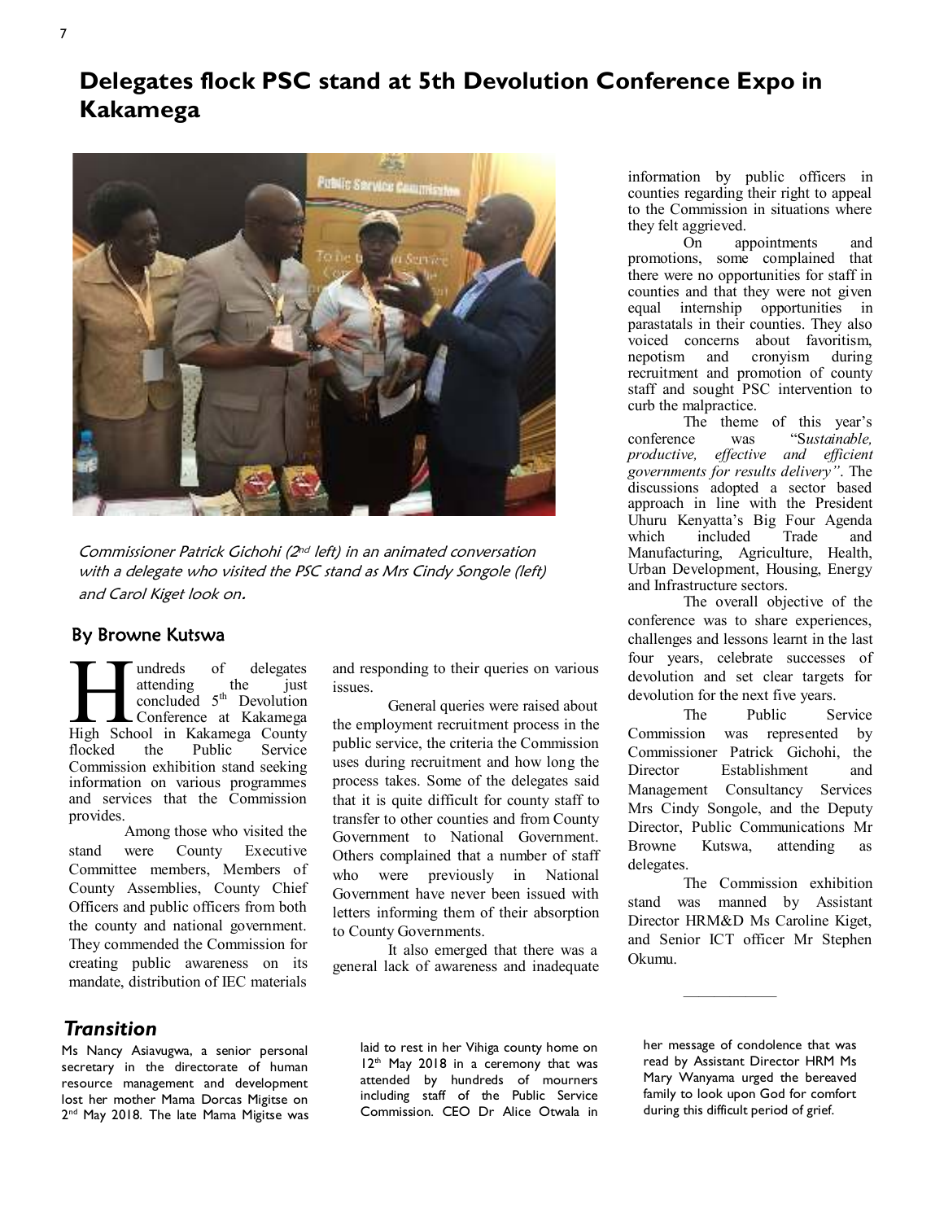# Delegates flock PSC stand at 5th Devolution Conference Expo in Kakamega

*Commissioner Patrick Gichohi (2nd left) in an animated conversation with a delegate who visited the PSC stand as Mrs Cindy Songole (left) and Carol Kiget look on.*

## By Browne Kutswa

Hundreds of delegates attending the just concluded 5th Devolution Conference at Kakamega High School in Kakamega County flocked the Public Service Commission exhibition stand seeking information on various programmes and services that the Commission provides.

Among those who visited the stand were County Executive Committee members, Members of County Assemblies, County Chief Officers and public officers from both the county and national government. They commended the Commission for creating public awareness on its mandate, distribution of IEC materials and responding to their queries on various issues.

General queries were raised about the employment recruitment process in the public service, the criteria the Commission uses during recruitment and how long the process takes. Some of the delegates said that it is quite difficult for county staff to transfer to other counties and from County Government to National Government. Others complained that a number of staff who were previously in National Government have never been issued with letters informing them of their absorption to County Governments.

It also emerged that there was a general lack of awareness and inadequate information by public officers in counties regarding their right to appeal to the Commission in situations where they felt aggrieved.

On appointments and promotions, some complained that there were no opportunities for staff in counties and that they were not given equal internship opportunities in parastatals in their counties. They also voiced concerns about favoritism, nepotism and cronyism during recruitment and promotion of county staff and sought PSC intervention to curb the malpractice.

The theme of this year's conference was "*Sustainable, productive, effective and efficient governments for results delivery*". The discussions adopted a sector based approach in line with the President Uhuru Kenyatta's Big Four Agenda which included Trade and Manufacturing, Agriculture, Health, Urban Development, Housing, Energy and Infrastructure sectors.

The overall objective of the conference was to share experiences, challenges and lessons learnt in the last four years, celebrate successes of devolution and set clear targets for devolution for the next five years.

The Public Service Commission was represented by Commissioner Patrick Gichohi, the Director Establishment and Management Consultancy Services Mrs Cindy Songole, and the Deputy Director, Public Communications Mr Browne Kutswa, attending as delegates.

The Commission exhibition stand was manned by Assistant Director HRM&D Ms Caroline Kiget, and Senior ICT officer Mr Stephen Okumu.

---

## *Transition*

Ms Nancy Asiavugwa, a senior personal secretary in the directorate of human resource management and development lost her mother Mama Dorcas Migitse on 2nd May 2018. The late Mama Migitse was laid to rest in her Vihiga county home on 12th May 2018 in a ceremony that was attended by hundreds of mourners including staff of the Public Service Commission. CEO Dr Alice Otwala in her message of condolence that was read by Assistant Director HRM Ms Mary Wanyama urged the bereaved family to look upon God for comfort during this difficult period of grief.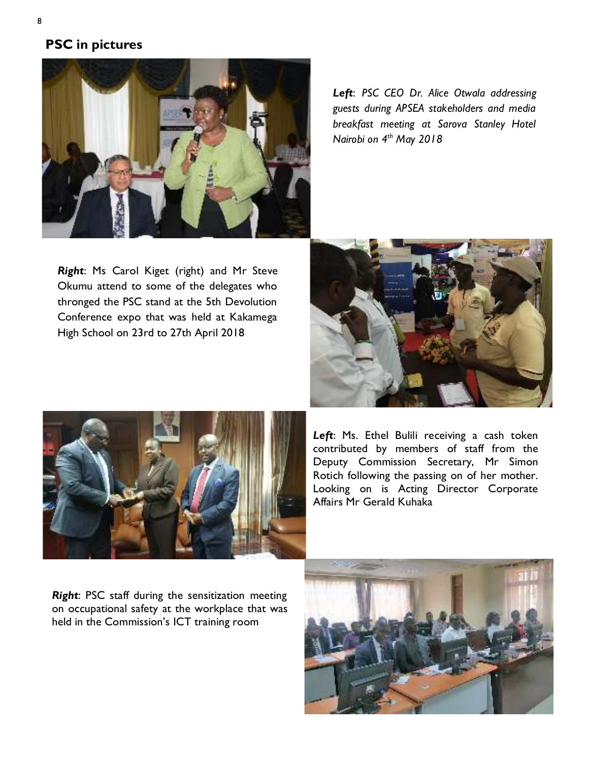## PSC in pictures

***Left***: *PSC CEO Dr. Alice Otwala addressing guests during APSEA stakeholders and media breakfast meeting at Sarova Stanley Hotel Nairobi on 4th May 2018*

***Right***: Ms Carol Kiget (right) and Mr Steve Okumu attend to some of the delegates who thronged the PSC stand at the 5th Devolution Conference expo that was held at Kakamega High School on 23rd to 27th April 2018

***Left***: Ms. Ethel Bulili receiving a cash token contributed by members of staff from the Deputy Commission Secretary, Mr Simon Rotich following the passing on of her mother. Looking on is Acting Director Corporate Affairs Mr Gerald Kuhaka

***Right***: PSC staff during the sensitization meeting on occupational safety at the workplace that was held in the Commission's ICT training room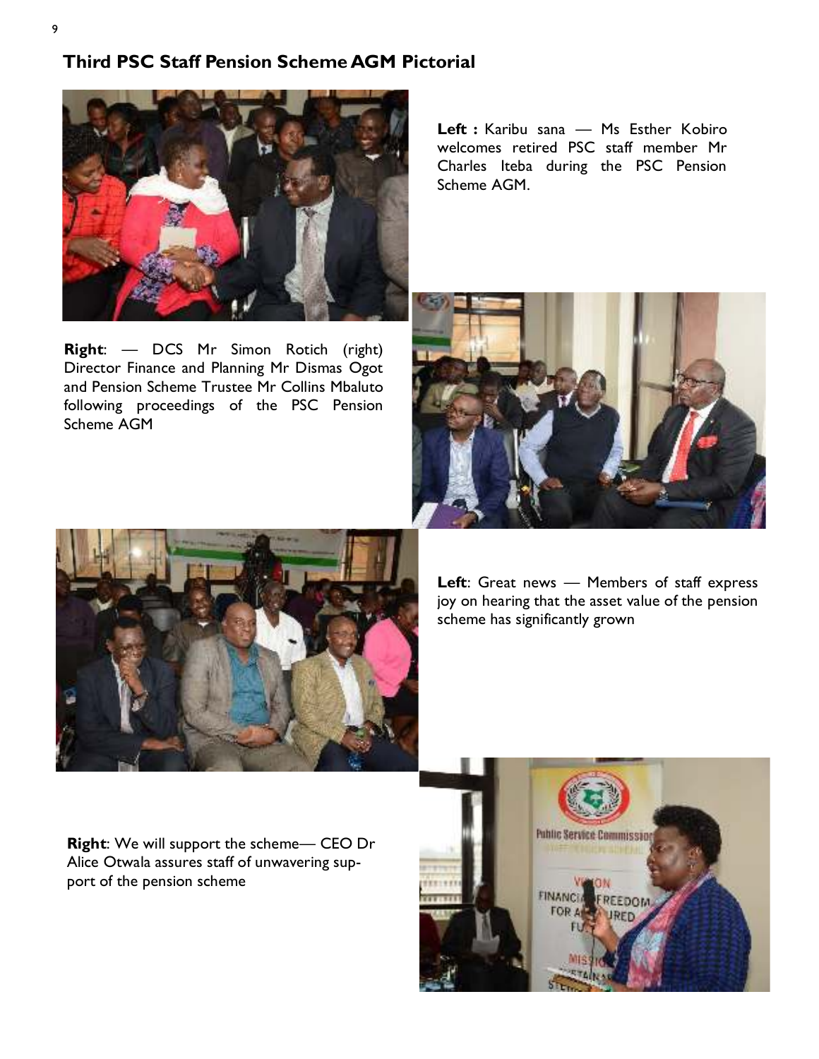## Third PSC Staff Pension Scheme AGM Pictorial

**Left :** Karibu sana — Ms Esther Kobiro welcomes retired PSC staff member Mr Charles Iteba during the PSC Pension Scheme AGM.

**Right**: — DCS Mr Simon Rotich (right) Director Finance and Planning Mr Dismas Ogot and Pension Scheme Trustee Mr Collins Mbaluto following proceedings of the PSC Pension Scheme AGM

**Left**: Great news — Members of staff express joy on hearing that the asset value of the pension scheme has significantly grown

**Right**: We will support the scheme— CEO Dr Alice Otwala assures staff of unwavering support of the pension scheme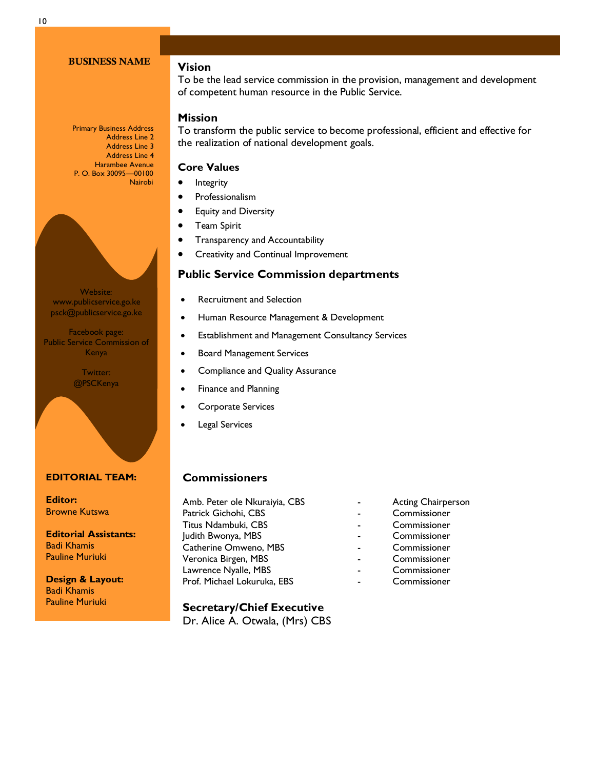**BUSINESS NAME**

Primary Business Address
Address Line 2
Address Line 3
Address Line 4
Harambee Avenue
P. O. Box 30095—00100
Nairobi

Website:
www.publicservice.go.ke
psck@publicservice.go.ke

Facebook page:
Public Service Commission of Kenya

Twitter:
@PSCKenya

**EDITORIAL TEAM:**

**Editor:**
Browne Kutswa

**Editorial Assistants:**
Badi Khamis
Pauline Muriuki

**Design & Layout:**
Badi Khamis
Pauline Muriuki

## Vision

To be the lead service commission in the provision, management and development of competent human resource in the Public Service.

## Mission

To transform the public service to become professional, efficient and effective for the realization of national development goals.

## Core Values

- Integrity
- Professionalism
- Equity and Diversity
- Team Spirit
- Transparency and Accountability
- Creativity and Continual Improvement

## Public Service Commission departments

- Recruitment and Selection
- Human Resource Management & Development
- Establishment and Management Consultancy Services
- Board Management Services
- Compliance and Quality Assurance
- Finance and Planning
- Corporate Services
- Legal Services

## Commissioners

| | | |
|---|---|---|
| Amb. Peter ole Nkuraiyia, CBS | - | Acting Chairperson |
| Patrick Gichohi, CBS | - | Commissioner |
| Titus Ndambuki, CBS | - | Commissioner |
| Judith Bwonya, MBS | - | Commissioner |
| Catherine Omweno, MBS | - | Commissioner |
| Veronica Birgen, MBS | - | Commissioner |
| Lawrence Nyalle, MBS | - | Commissioner |
| Prof. Michael Lokuruka, EBS | - | Commissioner |

## Secretary/Chief Executive

Dr. Alice A. Otwala, (Mrs) CBS